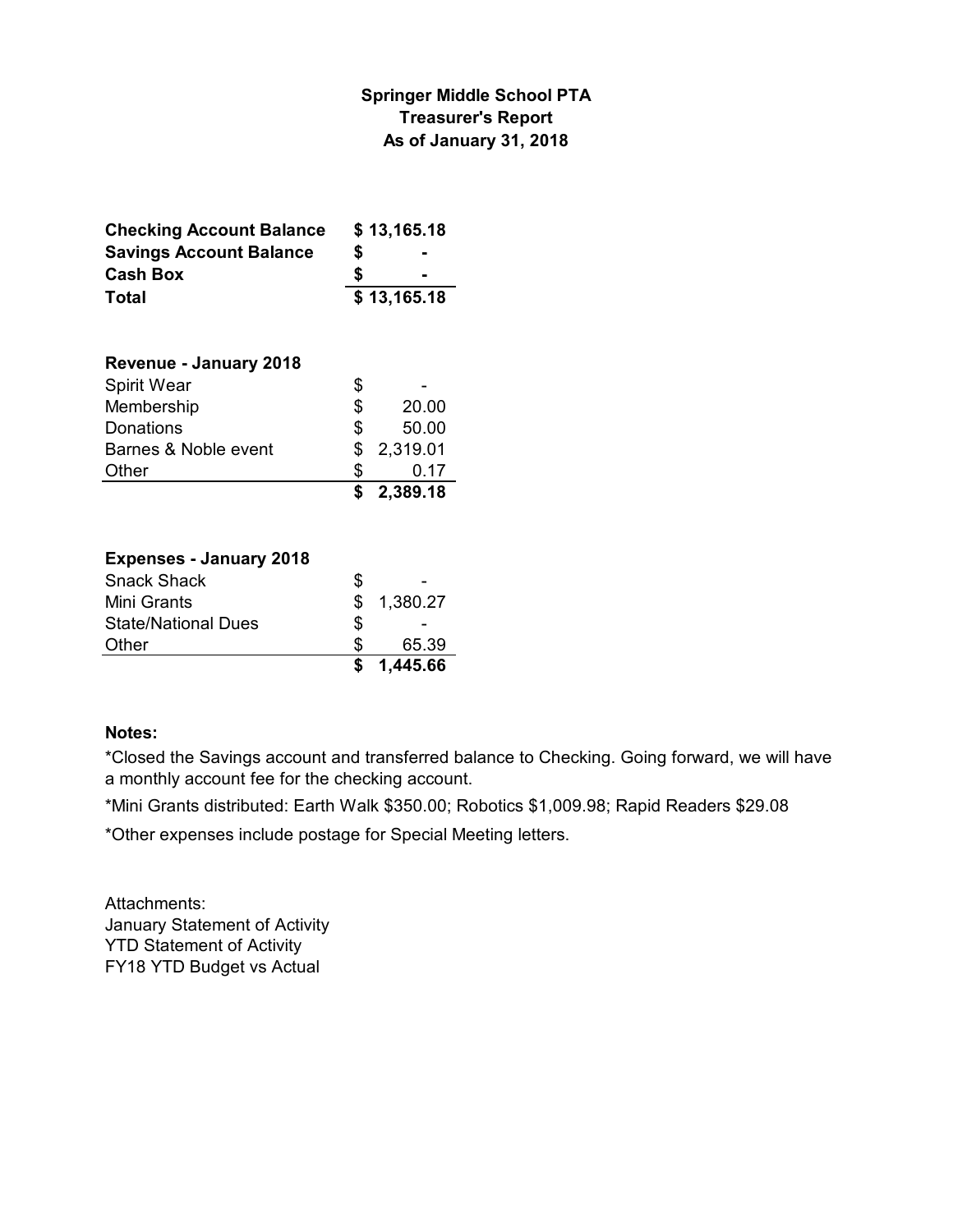# Springer Middle School PTA
## Treasurer's Report
### As of January 31, 2018

| | |
|---|---|
| **Checking Account Balance** | **$ 13,165.18** |
| **Savings Account Balance** | **$ -** |
| **Cash Box** | **$ -** |
| **Total** | **$ 13,165.18** |

| **Revenue - January 2018** | |
|---|---|
| Spirit Wear | $ - |
| Membership | $ 20.00 |
| Donations | $ 50.00 |
| Barnes & Noble event | $ 2,319.01 |
| Other | $ 0.17 |
| | **$ 2,389.18** |

| **Expenses - January 2018** | |
|---|---|
| Snack Shack | $ - |
| Mini Grants | $ 1,380.27 |
| State/National Dues | $ - |
| Other | $ 65.39 |
| | **$ 1,445.66** |

**Notes:**

*Closed the Savings account and transferred balance to Checking. Going forward, we will have a monthly account fee for the checking account.

*Mini Grants distributed: Earth Walk $350.00; Robotics $1,009.98; Rapid Readers $29.08

*Other expenses include postage for Special Meeting letters.

Attachments:
January Statement of Activity
YTD Statement of Activity
FY18 YTD Budget vs Actual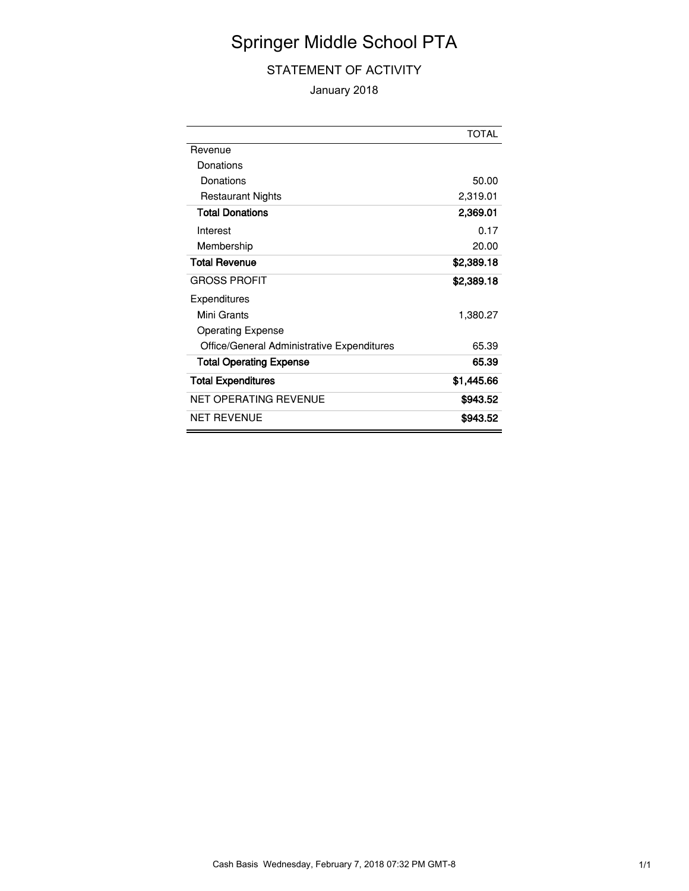# Springer Middle School PTA

## STATEMENT OF ACTIVITY

January 2018

| | TOTAL |
|---|---|
| Revenue | |
| Donations | |
| Donations | 50.00 |
| Restaurant Nights | 2,319.01 |
| **Total Donations** | **2,369.01** |
| Interest | 0.17 |
| Membership | 20.00 |
| **Total Revenue** | **$2,389.18** |
| GROSS PROFIT | **$2,389.18** |
| Expenditures | |
| Mini Grants | 1,380.27 |
| Operating Expense | |
| Office/General Administrative Expenditures | 65.39 |
| **Total Operating Expense** | **65.39** |
| **Total Expenditures** | **$1,445.66** |
| NET OPERATING REVENUE | **$943.52** |
| NET REVENUE | **$943.52** |

Cash Basis Wednesday, February 7, 2018 07:32 PM GMT-8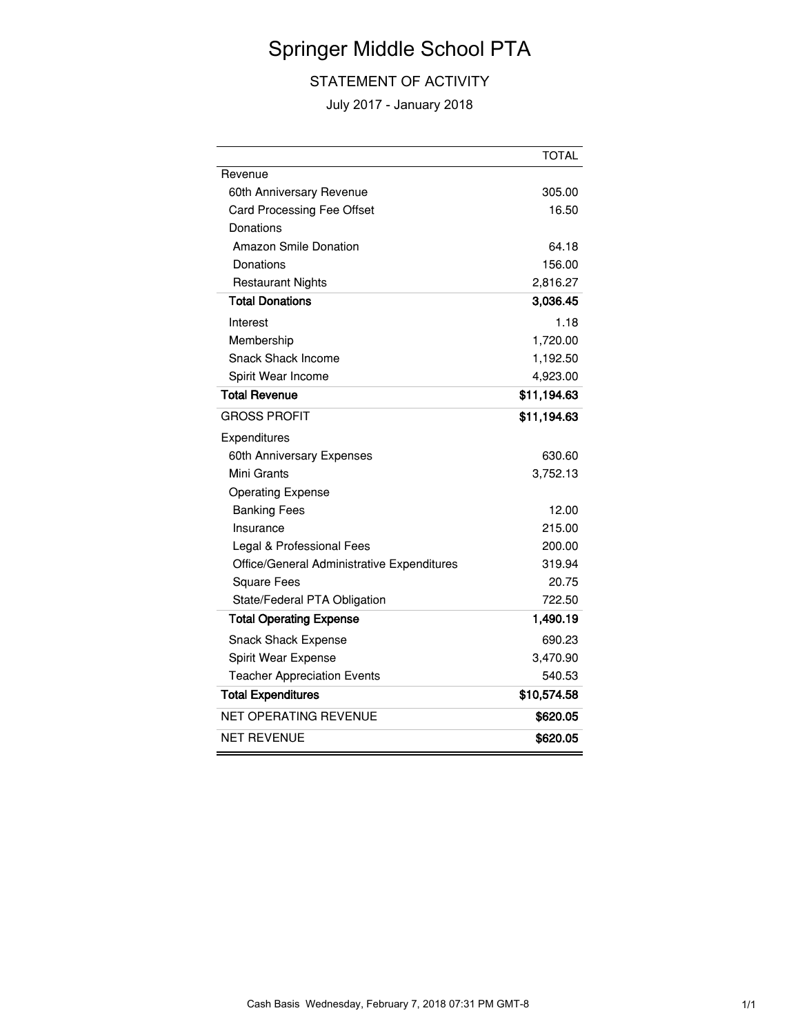# Springer Middle School PTA

## STATEMENT OF ACTIVITY

July 2017 - January 2018

| | TOTAL |
|---|---:|
| Revenue | |
| 60th Anniversary Revenue | 305.00 |
| Card Processing Fee Offset | 16.50 |
| Donations | |
| Amazon Smile Donation | 64.18 |
| Donations | 156.00 |
| Restaurant Nights | 2,816.27 |
| **Total Donations** | **3,036.45** |
| Interest | 1.18 |
| Membership | 1,720.00 |
| Snack Shack Income | 1,192.50 |
| Spirit Wear Income | 4,923.00 |
| **Total Revenue** | **$11,194.63** |
| GROSS PROFIT | **$11,194.63** |
| Expenditures | |
| 60th Anniversary Expenses | 630.60 |
| Mini Grants | 3,752.13 |
| Operating Expense | |
| Banking Fees | 12.00 |
| Insurance | 215.00 |
| Legal & Professional Fees | 200.00 |
| Office/General Administrative Expenditures | 319.94 |
| Square Fees | 20.75 |
| State/Federal PTA Obligation | 722.50 |
| **Total Operating Expense** | **1,490.19** |
| Snack Shack Expense | 690.23 |
| Spirit Wear Expense | 3,470.90 |
| Teacher Appreciation Events | 540.53 |
| **Total Expenditures** | **$10,574.58** |
| NET OPERATING REVENUE | **$620.05** |
| NET REVENUE | **$620.05** |

Cash Basis Wednesday, February 7, 2018 07:31 PM GMT-8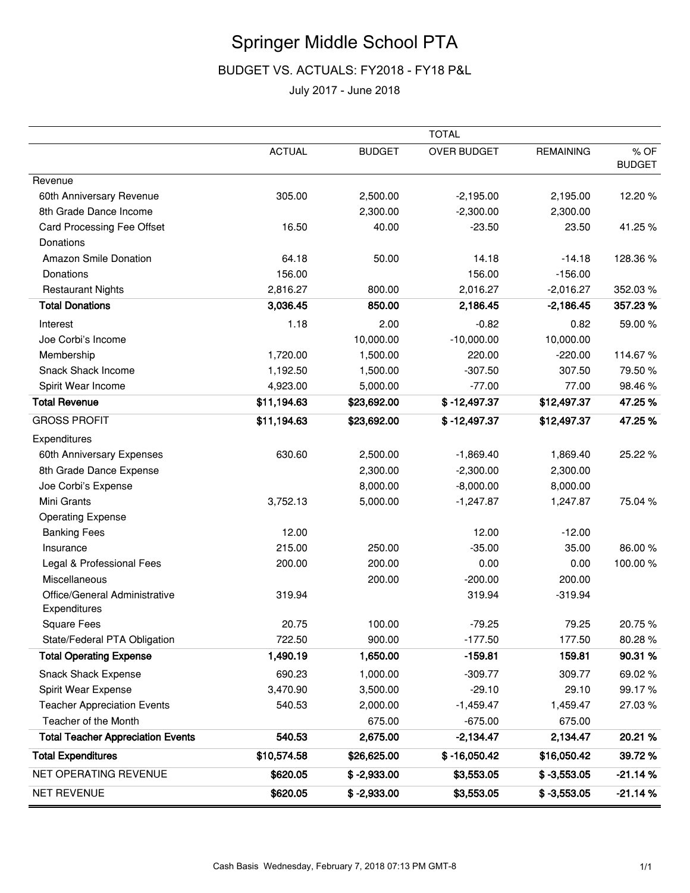# Springer Middle School PTA

## BUDGET VS. ACTUALS: FY2018 - FY18 P&L

July 2017 - June 2018

| | TOTAL | | | | |
|---|---|---|---|---|---|
| | ACTUAL | BUDGET | OVER BUDGET | REMAINING | % OF BUDGET |
| Revenue | | | | | |
| 60th Anniversary Revenue | 305.00 | 2,500.00 | -2,195.00 | 2,195.00 | 12.20 % |
| 8th Grade Dance Income | | 2,300.00 | -2,300.00 | 2,300.00 | |
| Card Processing Fee Offset | 16.50 | 40.00 | -23.50 | 23.50 | 41.25 % |
| Donations | | | | | |
| Amazon Smile Donation | 64.18 | 50.00 | 14.18 | -14.18 | 128.36 % |
| Donations | 156.00 | | 156.00 | -156.00 | |
| Restaurant Nights | 2,816.27 | 800.00 | 2,016.27 | -2,016.27 | 352.03 % |
| **Total Donations** | **3,036.45** | **850.00** | **2,186.45** | **-2,186.45** | **357.23 %** |
| Interest | 1.18 | 2.00 | -0.82 | 0.82 | 59.00 % |
| Joe Corbi's Income | | 10,000.00 | -10,000.00 | 10,000.00 | |
| Membership | 1,720.00 | 1,500.00 | 220.00 | -220.00 | 114.67 % |
| Snack Shack Income | 1,192.50 | 1,500.00 | -307.50 | 307.50 | 79.50 % |
| Spirit Wear Income | 4,923.00 | 5,000.00 | -77.00 | 77.00 | 98.46 % |
| **Total Revenue** | **$11,194.63** | **$23,692.00** | **$ -12,497.37** | **$12,497.37** | **47.25 %** |
| GROSS PROFIT | **$11,194.63** | **$23,692.00** | **$ -12,497.37** | **$12,497.37** | **47.25 %** |
| Expenditures | | | | | |
| 60th Anniversary Expenses | 630.60 | 2,500.00 | -1,869.40 | 1,869.40 | 25.22 % |
| 8th Grade Dance Expense | | 2,300.00 | -2,300.00 | 2,300.00 | |
| Joe Corbi's Expense | | 8,000.00 | -8,000.00 | 8,000.00 | |
| Mini Grants | 3,752.13 | 5,000.00 | -1,247.87 | 1,247.87 | 75.04 % |
| Operating Expense | | | | | |
| Banking Fees | 12.00 | | 12.00 | -12.00 | |
| Insurance | 215.00 | 250.00 | -35.00 | 35.00 | 86.00 % |
| Legal & Professional Fees | 200.00 | 200.00 | 0.00 | 0.00 | 100.00 % |
| Miscellaneous | | 200.00 | -200.00 | 200.00 | |
| Office/General Administrative Expenditures | 319.94 | | 319.94 | -319.94 | |
| Square Fees | 20.75 | 100.00 | -79.25 | 79.25 | 20.75 % |
| State/Federal PTA Obligation | 722.50 | 900.00 | -177.50 | 177.50 | 80.28 % |
| **Total Operating Expense** | **1,490.19** | **1,650.00** | **-159.81** | **159.81** | **90.31 %** |
| Snack Shack Expense | 690.23 | 1,000.00 | -309.77 | 309.77 | 69.02 % |
| Spirit Wear Expense | 3,470.90 | 3,500.00 | -29.10 | 29.10 | 99.17 % |
| Teacher Appreciation Events | 540.53 | 2,000.00 | -1,459.47 | 1,459.47 | 27.03 % |
| Teacher of the Month | | 675.00 | -675.00 | 675.00 | |
| **Total Teacher Appreciation Events** | **540.53** | **2,675.00** | **-2,134.47** | **2,134.47** | **20.21 %** |
| **Total Expenditures** | **$10,574.58** | **$26,625.00** | **$ -16,050.42** | **$16,050.42** | **39.72 %** |
| NET OPERATING REVENUE | **$620.05** | **$ -2,933.00** | **$3,553.05** | **$ -3,553.05** | **-21.14 %** |
| NET REVENUE | **$620.05** | **$ -2,933.00** | **$3,553.05** | **$ -3,553.05** | **-21.14 %** |

Cash Basis Wednesday, February 7, 2018 07:13 PM GMT-8